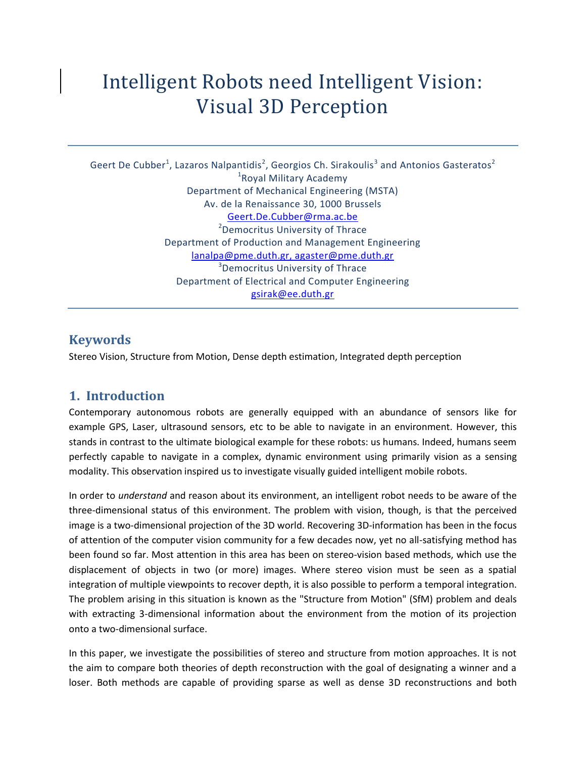# Intelligent Robots need Intelligent Vision: Visual 3D Perception

Geert De Cubber[1], Lazaros Nalpantidis[2], Georgios Ch. Sirakoulis[3] and Antonios Gasteratos[2]

[1]Royal Military Academy
Department of Mechanical Engineering (MSTA)
Av. de la Renaissance 30, 1000 Brussels
Geert.De.Cubber@rma.ac.be

[2]Democritus University of Thrace
Department of Production and Management Engineering
lanalpa@pme.duth.gr, agaster@pme.duth.gr

[3]Democritus University of Thrace
Department of Electrical and Computer Engineering
gsirak@ee.duth.gr

## Keywords

Stereo Vision, Structure from Motion, Dense depth estimation, Integrated depth perception

## 1. Introduction

Contemporary autonomous robots are generally equipped with an abundance of sensors like for example GPS, Laser, ultrasound sensors, etc to be able to navigate in an environment. However, this stands in contrast to the ultimate biological example for these robots: us humans. Indeed, humans seem perfectly capable to navigate in a complex, dynamic environment using primarily vision as a sensing modality. This observation inspired us to investigate visually guided intelligent mobile robots.

In order to *understand* and reason about its environment, an intelligent robot needs to be aware of the three-dimensional status of this environment. The problem with vision, though, is that the perceived image is a two-dimensional projection of the 3D world. Recovering 3D-information has been in the focus of attention of the computer vision community for a few decades now, yet no all-satisfying method has been found so far. Most attention in this area has been on stereo-vision based methods, which use the displacement of objects in two (or more) images. Where stereo vision must be seen as a spatial integration of multiple viewpoints to recover depth, it is also possible to perform a temporal integration. The problem arising in this situation is known as the "Structure from Motion" (SfM) problem and deals with extracting 3-dimensional information about the environment from the motion of its projection onto a two-dimensional surface.

In this paper, we investigate the possibilities of stereo and structure from motion approaches. It is not the aim to compare both theories of depth reconstruction with the goal of designating a winner and a loser. Both methods are capable of providing sparse as well as dense 3D reconstructions and both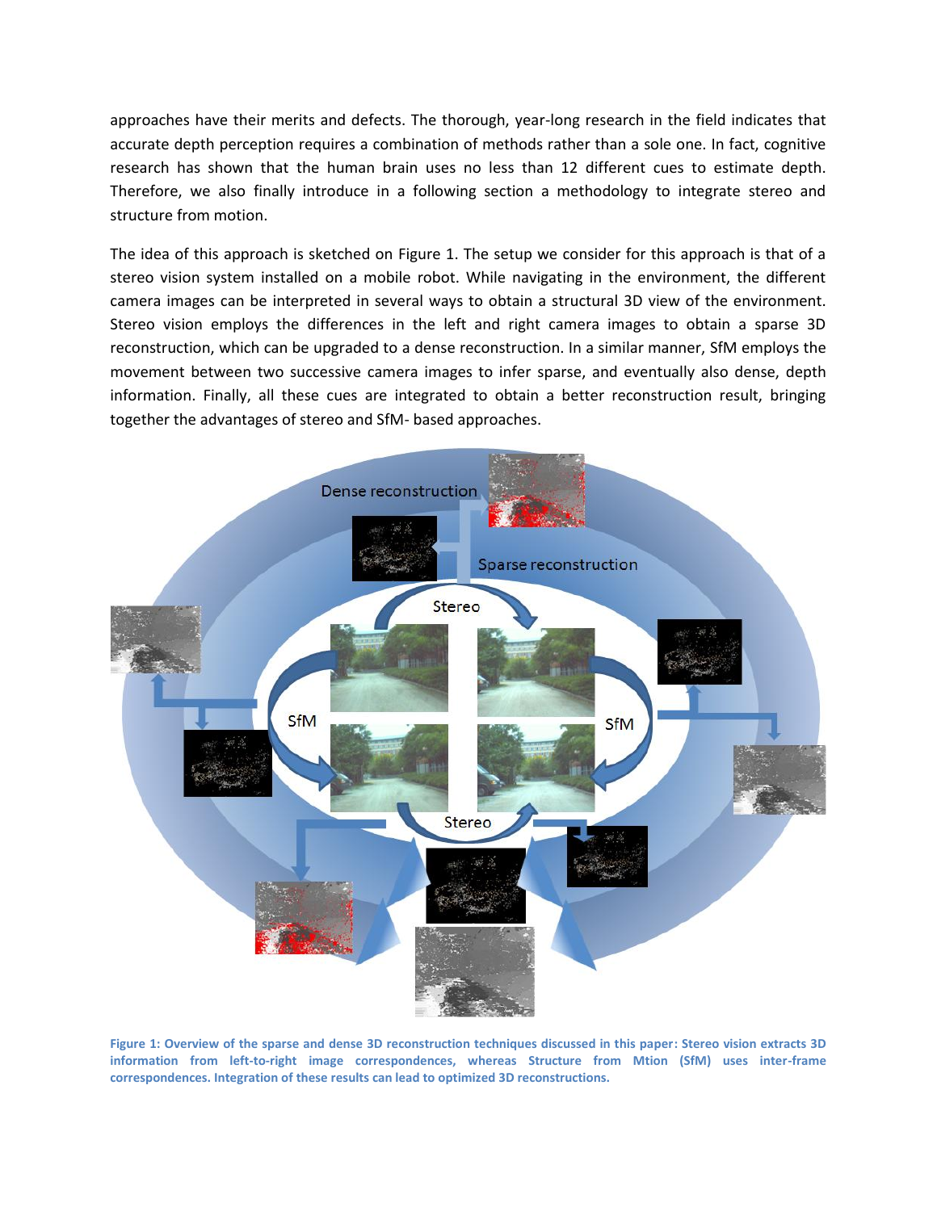approaches have their merits and defects. The thorough, year-long research in the field indicates that accurate depth perception requires a combination of methods rather than a sole one. In fact, cognitive research has shown that the human brain uses no less than 12 different cues to estimate depth. Therefore, we also finally introduce in a following section a methodology to integrate stereo and structure from motion.

The idea of this approach is sketched on Figure 1. The setup we consider for this approach is that of a stereo vision system installed on a mobile robot. While navigating in the environment, the different camera images can be interpreted in several ways to obtain a structural 3D view of the environment. Stereo vision employs the differences in the left and right camera images to obtain a sparse 3D reconstruction, which can be upgraded to a dense reconstruction. In a similar manner, SfM employs the movement between two successive camera images to infer sparse, and eventually also dense, depth information. Finally, all these cues are integrated to obtain a better reconstruction result, bringing together the advantages of stereo and SfM- based approaches.

**Figure 1: Overview of the sparse and dense 3D reconstruction techniques discussed in this paper: Stereo vision extracts 3D information from left-to-right image correspondences, whereas Structure from Mtion (SfM) uses inter-frame correspondences. Integration of these results can lead to optimized 3D reconstructions.**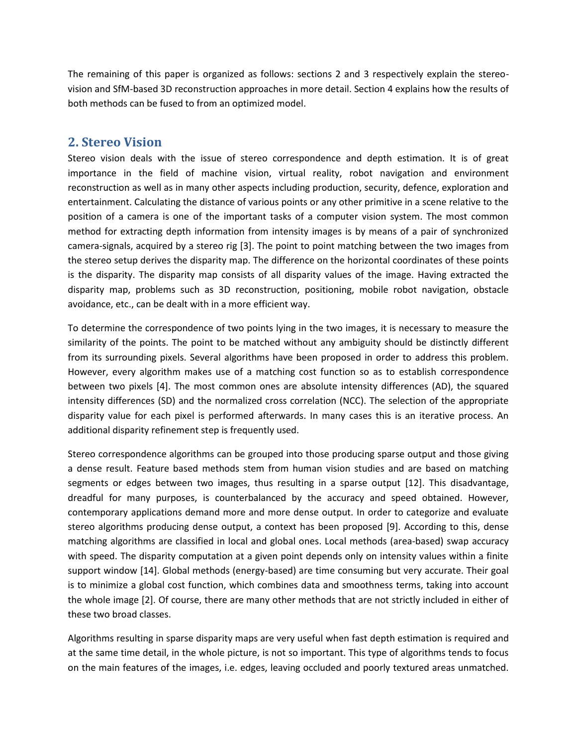The remaining of this paper is organized as follows: sections 2 and 3 respectively explain the stereo-vision and SfM-based 3D reconstruction approaches in more detail. Section 4 explains how the results of both methods can be fused to from an optimized model.

## 2. Stereo Vision

Stereo vision deals with the issue of stereo correspondence and depth estimation. It is of great importance in the field of machine vision, virtual reality, robot navigation and environment reconstruction as well as in many other aspects including production, security, defence, exploration and entertainment. Calculating the distance of various points or any other primitive in a scene relative to the position of a camera is one of the important tasks of a computer vision system. The most common method for extracting depth information from intensity images is by means of a pair of synchronized camera-signals, acquired by a stereo rig [3]. The point to point matching between the two images from the stereo setup derives the disparity map. The difference on the horizontal coordinates of these points is the disparity. The disparity map consists of all disparity values of the image. Having extracted the disparity map, problems such as 3D reconstruction, positioning, mobile robot navigation, obstacle avoidance, etc., can be dealt with in a more efficient way.

To determine the correspondence of two points lying in the two images, it is necessary to measure the similarity of the points. The point to be matched without any ambiguity should be distinctly different from its surrounding pixels. Several algorithms have been proposed in order to address this problem. However, every algorithm makes use of a matching cost function so as to establish correspondence between two pixels [4]. The most common ones are absolute intensity differences (AD), the squared intensity differences (SD) and the normalized cross correlation (NCC). The selection of the appropriate disparity value for each pixel is performed afterwards. In many cases this is an iterative process. An additional disparity refinement step is frequently used.

Stereo correspondence algorithms can be grouped into those producing sparse output and those giving a dense result. Feature based methods stem from human vision studies and are based on matching segments or edges between two images, thus resulting in a sparse output [12]. This disadvantage, dreadful for many purposes, is counterbalanced by the accuracy and speed obtained. However, contemporary applications demand more and more dense output. In order to categorize and evaluate stereo algorithms producing dense output, a context has been proposed [9]. According to this, dense matching algorithms are classified in local and global ones. Local methods (area-based) swap accuracy with speed. The disparity computation at a given point depends only on intensity values within a finite support window [14]. Global methods (energy-based) are time consuming but very accurate. Their goal is to minimize a global cost function, which combines data and smoothness terms, taking into account the whole image [2]. Of course, there are many other methods that are not strictly included in either of these two broad classes.

Algorithms resulting in sparse disparity maps are very useful when fast depth estimation is required and at the same time detail, in the whole picture, is not so important. This type of algorithms tends to focus on the main features of the images, i.e. edges, leaving occluded and poorly textured areas unmatched.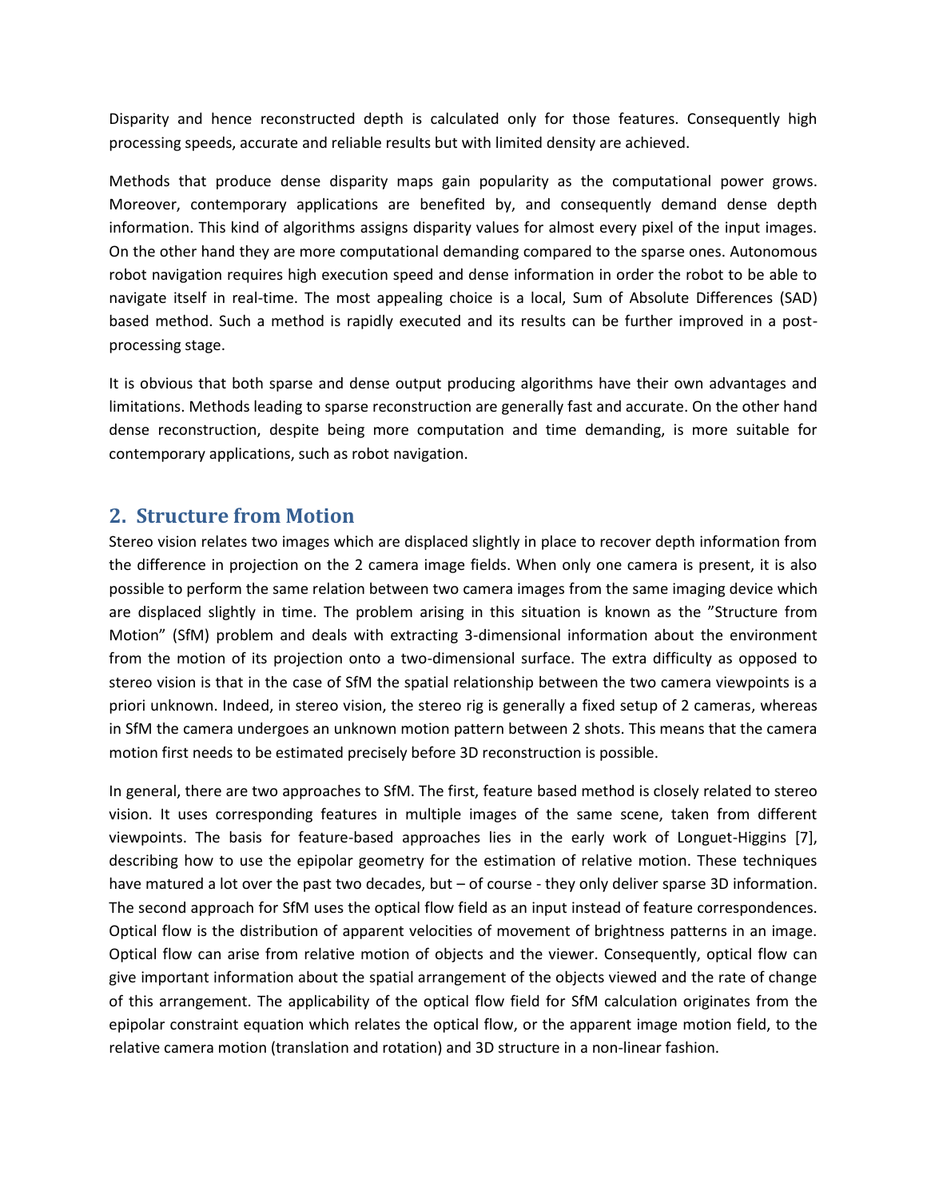Disparity and hence reconstructed depth is calculated only for those features. Consequently high processing speeds, accurate and reliable results but with limited density are achieved.

Methods that produce dense disparity maps gain popularity as the computational power grows. Moreover, contemporary applications are benefited by, and consequently demand dense depth information. This kind of algorithms assigns disparity values for almost every pixel of the input images. On the other hand they are more computational demanding compared to the sparse ones. Autonomous robot navigation requires high execution speed and dense information in order the robot to be able to navigate itself in real-time. The most appealing choice is a local, Sum of Absolute Differences (SAD) based method. Such a method is rapidly executed and its results can be further improved in a post-processing stage.

It is obvious that both sparse and dense output producing algorithms have their own advantages and limitations. Methods leading to sparse reconstruction are generally fast and accurate. On the other hand dense reconstruction, despite being more computation and time demanding, is more suitable for contemporary applications, such as robot navigation.

## 2. Structure from Motion

Stereo vision relates two images which are displaced slightly in place to recover depth information from the difference in projection on the 2 camera image fields. When only one camera is present, it is also possible to perform the same relation between two camera images from the same imaging device which are displaced slightly in time. The problem arising in this situation is known as the "Structure from Motion" (SfM) problem and deals with extracting 3-dimensional information about the environment from the motion of its projection onto a two-dimensional surface. The extra difficulty as opposed to stereo vision is that in the case of SfM the spatial relationship between the two camera viewpoints is a priori unknown. Indeed, in stereo vision, the stereo rig is generally a fixed setup of 2 cameras, whereas in SfM the camera undergoes an unknown motion pattern between 2 shots. This means that the camera motion first needs to be estimated precisely before 3D reconstruction is possible.

In general, there are two approaches to SfM. The first, feature based method is closely related to stereo vision. It uses corresponding features in multiple images of the same scene, taken from different viewpoints. The basis for feature-based approaches lies in the early work of Longuet-Higgins [7], describing how to use the epipolar geometry for the estimation of relative motion. These techniques have matured a lot over the past two decades, but – of course - they only deliver sparse 3D information. The second approach for SfM uses the optical flow field as an input instead of feature correspondences. Optical flow is the distribution of apparent velocities of movement of brightness patterns in an image. Optical flow can arise from relative motion of objects and the viewer. Consequently, optical flow can give important information about the spatial arrangement of the objects viewed and the rate of change of this arrangement. The applicability of the optical flow field for SfM calculation originates from the epipolar constraint equation which relates the optical flow, or the apparent image motion field, to the relative camera motion (translation and rotation) and 3D structure in a non-linear fashion.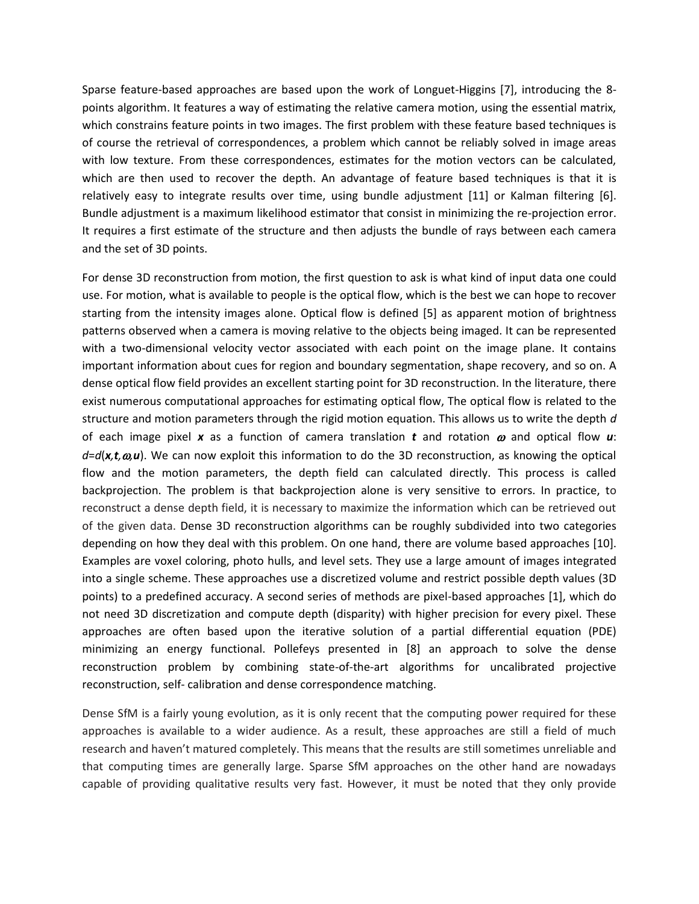Sparse feature-based approaches are based upon the work of Longuet-Higgins [7], introducing the 8-points algorithm. It features a way of estimating the relative camera motion, using the essential matrix, which constrains feature points in two images. The first problem with these feature based techniques is of course the retrieval of correspondences, a problem which cannot be reliably solved in image areas with low texture. From these correspondences, estimates for the motion vectors can be calculated, which are then used to recover the depth. An advantage of feature based techniques is that it is relatively easy to integrate results over time, using bundle adjustment [11] or Kalman filtering [6]. Bundle adjustment is a maximum likelihood estimator that consist in minimizing the re-projection error. It requires a first estimate of the structure and then adjusts the bundle of rays between each camera and the set of 3D points.

For dense 3D reconstruction from motion, the first question to ask is what kind of input data one could use. For motion, what is available to people is the optical flow, which is the best we can hope to recover starting from the intensity images alone. Optical flow is defined [5] as apparent motion of brightness patterns observed when a camera is moving relative to the objects being imaged. It can be represented with a two-dimensional velocity vector associated with each point on the image plane. It contains important information about cues for region and boundary segmentation, shape recovery, and so on. A dense optical flow field provides an excellent starting point for 3D reconstruction. In the literature, there exist numerous computational approaches for estimating optical flow, The optical flow is related to the structure and motion parameters through the rigid motion equation. This allows us to write the depth $d$ of each image pixel $\boldsymbol{x}$ as a function of camera translation $\boldsymbol{t}$ and rotation $\boldsymbol{\omega}$ and optical flow $\boldsymbol{u}$: $d=d(\boldsymbol{x},\boldsymbol{t},\boldsymbol{\omega},\boldsymbol{u})$. We can now exploit this information to do the 3D reconstruction, as knowing the optical flow and the motion parameters, the depth field can calculated directly. This process is called backprojection. The problem is that backprojection alone is very sensitive to errors. In practice, to reconstruct a dense depth field, it is necessary to maximize the information which can be retrieved out of the given data. Dense 3D reconstruction algorithms can be roughly subdivided into two categories depending on how they deal with this problem. On one hand, there are volume based approaches [10]. Examples are voxel coloring, photo hulls, and level sets. They use a large amount of images integrated into a single scheme. These approaches use a discretized volume and restrict possible depth values (3D points) to a predefined accuracy. A second series of methods are pixel-based approaches [1], which do not need 3D discretization and compute depth (disparity) with higher precision for every pixel. These approaches are often based upon the iterative solution of a partial differential equation (PDE) minimizing an energy functional. Pollefeys presented in [8] an approach to solve the dense reconstruction problem by combining state-of-the-art algorithms for uncalibrated projective reconstruction, self- calibration and dense correspondence matching.

Dense SfM is a fairly young evolution, as it is only recent that the computing power required for these approaches is available to a wider audience. As a result, these approaches are still a field of much research and haven't matured completely. This means that the results are still sometimes unreliable and that computing times are generally large. Sparse SfM approaches on the other hand are nowadays capable of providing qualitative results very fast. However, it must be noted that they only provide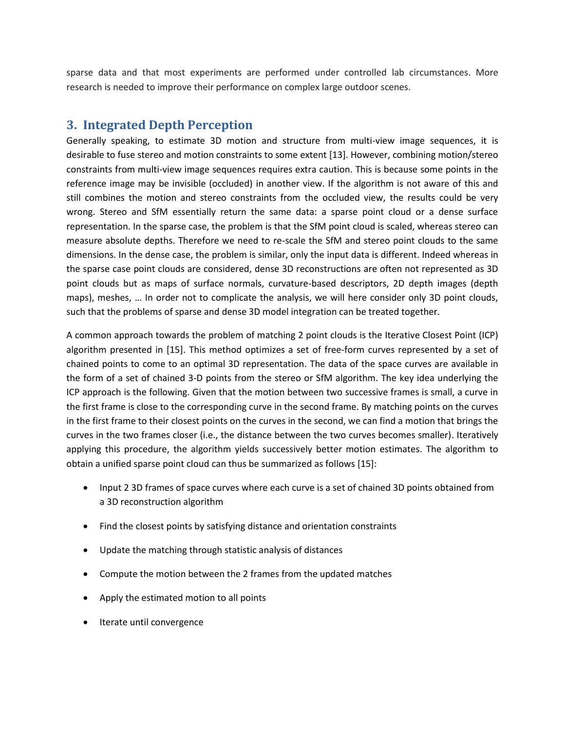sparse data and that most experiments are performed under controlled lab circumstances. More research is needed to improve their performance on complex large outdoor scenes.

## 3. Integrated Depth Perception

Generally speaking, to estimate 3D motion and structure from multi-view image sequences, it is desirable to fuse stereo and motion constraints to some extent [13]. However, combining motion/stereo constraints from multi-view image sequences requires extra caution. This is because some points in the reference image may be invisible (occluded) in another view. If the algorithm is not aware of this and still combines the motion and stereo constraints from the occluded view, the results could be very wrong. Stereo and SfM essentially return the same data: a sparse point cloud or a dense surface representation. In the sparse case, the problem is that the SfM point cloud is scaled, whereas stereo can measure absolute depths. Therefore we need to re-scale the SfM and stereo point clouds to the same dimensions. In the dense case, the problem is similar, only the input data is different. Indeed whereas in the sparse case point clouds are considered, dense 3D reconstructions are often not represented as 3D point clouds but as maps of surface normals, curvature-based descriptors, 2D depth images (depth maps), meshes, … In order not to complicate the analysis, we will here consider only 3D point clouds, such that the problems of sparse and dense 3D model integration can be treated together.

A common approach towards the problem of matching 2 point clouds is the Iterative Closest Point (ICP) algorithm presented in [15]. This method optimizes a set of free-form curves represented by a set of chained points to come to an optimal 3D representation. The data of the space curves are available in the form of a set of chained 3-D points from the stereo or SfM algorithm. The key idea underlying the ICP approach is the following. Given that the motion between two successive frames is small, a curve in the first frame is close to the corresponding curve in the second frame. By matching points on the curves in the first frame to their closest points on the curves in the second, we can find a motion that brings the curves in the two frames closer (i.e., the distance between the two curves becomes smaller). Iteratively applying this procedure, the algorithm yields successively better motion estimates. The algorithm to obtain a unified sparse point cloud can thus be summarized as follows [15]:

- Input 2 3D frames of space curves where each curve is a set of chained 3D points obtained from a 3D reconstruction algorithm
- Find the closest points by satisfying distance and orientation constraints
- Update the matching through statistic analysis of distances
- Compute the motion between the 2 frames from the updated matches
- Apply the estimated motion to all points
- Iterate until convergence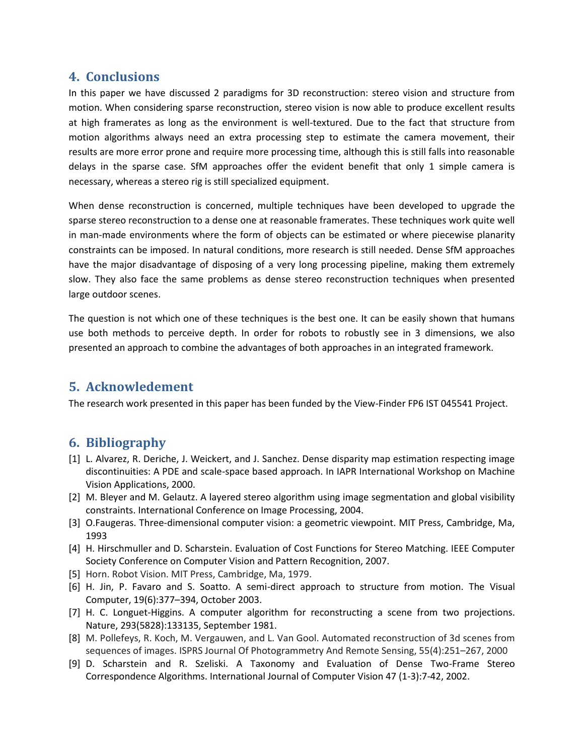## 4. Conclusions

In this paper we have discussed 2 paradigms for 3D reconstruction: stereo vision and structure from motion. When considering sparse reconstruction, stereo vision is now able to produce excellent results at high framerates as long as the environment is well-textured. Due to the fact that structure from motion algorithms always need an extra processing step to estimate the camera movement, their results are more error prone and require more processing time, although this is still falls into reasonable delays in the sparse case. SfM approaches offer the evident benefit that only 1 simple camera is necessary, whereas a stereo rig is still specialized equipment.

When dense reconstruction is concerned, multiple techniques have been developed to upgrade the sparse stereo reconstruction to a dense one at reasonable framerates. These techniques work quite well in man-made environments where the form of objects can be estimated or where piecewise planarity constraints can be imposed. In natural conditions, more research is still needed. Dense SfM approaches have the major disadvantage of disposing of a very long processing pipeline, making them extremely slow. They also face the same problems as dense stereo reconstruction techniques when presented large outdoor scenes.

The question is not which one of these techniques is the best one. It can be easily shown that humans use both methods to perceive depth. In order for robots to robustly see in 3 dimensions, we also presented an approach to combine the advantages of both approaches in an integrated framework.

## 5. Acknowledement

The research work presented in this paper has been funded by the View-Finder FP6 IST 045541 Project.

## 6. Bibliography

[1] L. Alvarez, R. Deriche, J. Weickert, and J. Sanchez. Dense disparity map estimation respecting image discontinuities: A PDE and scale-space based approach. In IAPR International Workshop on Machine Vision Applications, 2000.

[2] M. Bleyer and M. Gelautz. A layered stereo algorithm using image segmentation and global visibility constraints. International Conference on Image Processing, 2004.

[3] O.Faugeras. Three-dimensional computer vision: a geometric viewpoint. MIT Press, Cambridge, Ma, 1993

[4] H. Hirschmuller and D. Scharstein. Evaluation of Cost Functions for Stereo Matching. IEEE Computer Society Conference on Computer Vision and Pattern Recognition, 2007.

[5] Horn. Robot Vision. MIT Press, Cambridge, Ma, 1979.

[6] H. Jin, P. Favaro and S. Soatto. A semi-direct approach to structure from motion. The Visual Computer, 19(6):377–394, October 2003.

[7] H. C. Longuet-Higgins. A computer algorithm for reconstructing a scene from two projections. Nature, 293(5828):133135, September 1981.

[8] M. Pollefeys, R. Koch, M. Vergauwen, and L. Van Gool. Automated reconstruction of 3d scenes from sequences of images. ISPRS Journal Of Photogrammetry And Remote Sensing, 55(4):251–267, 2000

[9] D. Scharstein and R. Szeliski. A Taxonomy and Evaluation of Dense Two-Frame Stereo Correspondence Algorithms. International Journal of Computer Vision 47 (1-3):7-42, 2002.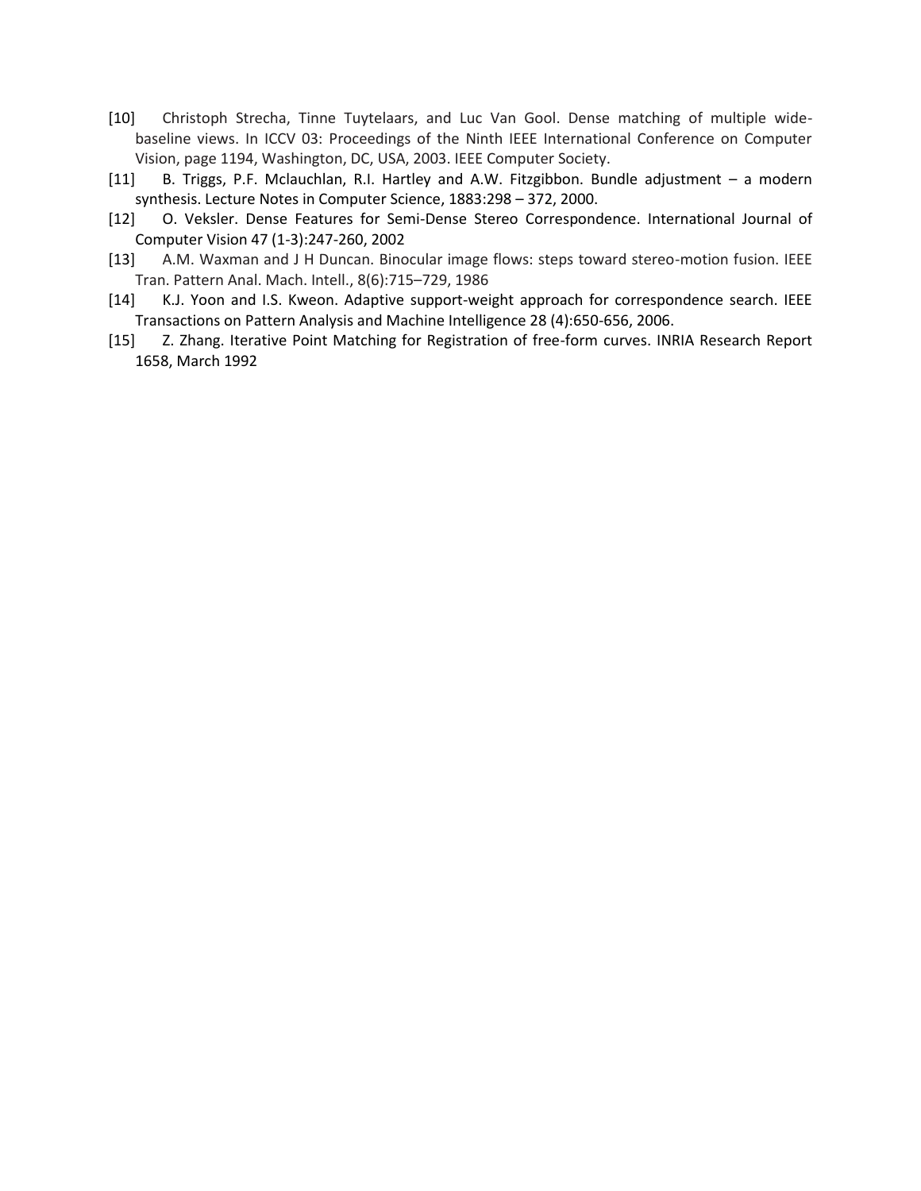[10] Christoph Strecha, Tinne Tuytelaars, and Luc Van Gool. Dense matching of multiple wide-baseline views. In ICCV 03: Proceedings of the Ninth IEEE International Conference on Computer Vision, page 1194, Washington, DC, USA, 2003. IEEE Computer Society.

[11] B. Triggs, P.F. Mclauchlan, R.I. Hartley and A.W. Fitzgibbon. Bundle adjustment – a modern synthesis. Lecture Notes in Computer Science, 1883:298 – 372, 2000.

[12] O. Veksler. Dense Features for Semi-Dense Stereo Correspondence. International Journal of Computer Vision 47 (1-3):247-260, 2002

[13] A.M. Waxman and J H Duncan. Binocular image flows: steps toward stereo-motion fusion. IEEE Tran. Pattern Anal. Mach. Intell., 8(6):715–729, 1986

[14] K.J. Yoon and I.S. Kweon. Adaptive support-weight approach for correspondence search. IEEE Transactions on Pattern Analysis and Machine Intelligence 28 (4):650-656, 2006.

[15] Z. Zhang. Iterative Point Matching for Registration of free-form curves. INRIA Research Report 1658, March 1992